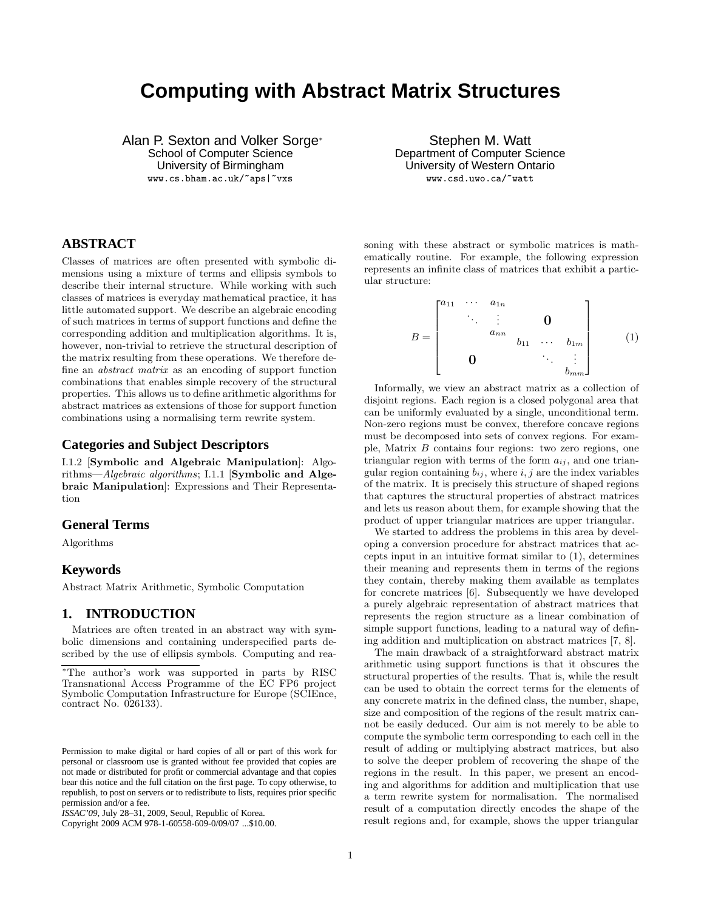# Computing with Abstract Matrix Structures

Alan P. Sexton and Volker Sorge*
School of Computer Science
University of Birmingham
www.cs.bham.ac.uk/~aps|~vxs

Stephen M. Watt
Department of Computer Science
University of Western Ontario
www.csd.uwo.ca/~watt

## ABSTRACT

Classes of matrices are often presented with symbolic dimensions using a mixture of terms and ellipsis symbols to describe their internal structure. While working with such classes of matrices is everyday mathematical practice, it has little automated support. We describe an algebraic encoding of such matrices in terms of support functions and define the corresponding addition and multiplication algorithms. It is, however, non-trivial to retrieve the structural description of the matrix resulting from these operations. We therefore define an *abstract matrix* as an encoding of support function combinations that enables simple recovery of the structural properties. This allows us to define arithmetic algorithms for abstract matrices as extensions of those for support function combinations using a normalising term rewrite system.

## Categories and Subject Descriptors

I.1.2 [**Symbolic and Algebraic Manipulation**]: Algorithms—*Algebraic algorithms*; I.1.1 [**Symbolic and Algebraic Manipulation**]: Expressions and Their Representation

## General Terms

Algorithms

## Keywords

Abstract Matrix Arithmetic, Symbolic Computation

## 1. INTRODUCTION

Matrices are often treated in an abstract way with symbolic dimensions and containing underspecified parts described by the use of ellipsis symbols. Computing and reasoning with these abstract or symbolic matrices is mathematically routine. For example, the following expression represents an infinite class of matrices that exhibit a particular structure:

$$B = \begin{bmatrix} a_{11} & \cdots & a_{1n} & & & \\ & \ddots & \vdots & & \mathbf{0} & \\ & & a_{nn} & & & \\ & & & b_{11} & \cdots & b_{1m} \\ & \mathbf{0} & & & \ddots & \vdots \\ & & & & & b_{mm} \end{bmatrix} \quad (1)$$

Informally, we view an abstract matrix as a collection of disjoint regions. Each region is a closed polygonal area that can be uniformly evaluated by a single, unconditional term. Non-zero regions must be convex, therefore concave regions must be decomposed into sets of convex regions. For example, Matrix $B$ contains four regions: two zero regions, one triangular region with terms of the form $a_{ij}$, and one triangular region containing $b_{ij}$, where $i, j$ are the index variables of the matrix. It is precisely this structure of shaped regions that captures the structural properties of abstract matrices and lets us reason about them, for example showing that the product of upper triangular matrices are upper triangular.

We started to address the problems in this area by developing a conversion procedure for abstract matrices that accepts input in an intuitive format similar to (1), determines their meaning and represents them in terms of the regions they contain, thereby making them available as templates for concrete matrices [6]. Subsequently we have developed a purely algebraic representation of abstract matrices that represents the region structure as a linear combination of simple support functions, leading to a natural way of defining addition and multiplication on abstract matrices [7, 8].

The main drawback of a straightforward abstract matrix arithmetic using support functions is that it obscures the structural properties of the results. That is, while the result can be used to obtain the correct terms for the elements of any concrete matrix in the defined class, the number, shape, size and composition of the regions of the result matrix cannot be easily deduced. Our aim is not merely to be able to compute the symbolic term corresponding to each cell in the result of adding or multiplying abstract matrices, but also to solve the deeper problem of recovering the shape of the regions in the result. In this paper, we present an encoding and algorithms for addition and multiplication that use a term rewrite system for normalisation. The normalised result of a computation directly encodes the shape of the result regions and, for example, shows the upper triangular

*The author's work was supported in parts by RISC Transnational Access Programme of the EC FP6 project Symbolic Computation Infrastructure for Europe (SCIEnce, contract No. 026133).

Permission to make digital or hard copies of all or part of this work for personal or classroom use is granted without fee provided that copies are not made or distributed for profit or commercial advantage and that copies bear this notice and the full citation on the first page. To copy otherwise, to republish, to post on servers or to redistribute to lists, requires prior specific permission and/or a fee.
*ISSAC'09,* July 28–31, 2009, Seoul, Republic of Korea.
Copyright 2009 ACM 978-1-60558-609-0/09/07 ...$10.00.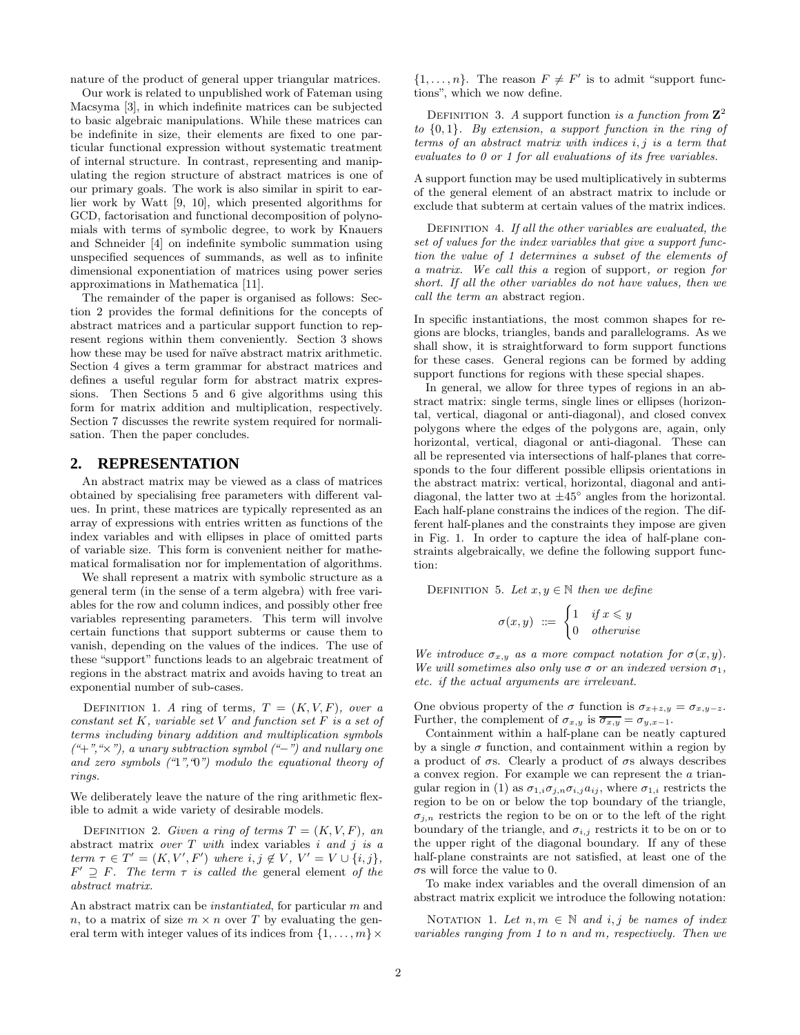nature of the product of general upper triangular matrices.

Our work is related to unpublished work of Fateman using Macsyma [3], in which indefinite matrices can be subjected to basic algebraic manipulations. While these matrices can be indefinite in size, their elements are fixed to one particular functional expression without systematic treatment of internal structure. In contrast, representing and manipulating the region structure of abstract matrices is one of our primary goals. The work is also similar in spirit to earlier work by Watt [9, 10], which presented algorithms for GCD, factorisation and functional decomposition of polynomials with terms of symbolic degree, to work by Knauers and Schneider [4] on indefinite symbolic summation using unspecified sequences of summands, as well as to infinite dimensional exponentiation of matrices using power series approximations in Mathematica [11].

The remainder of the paper is organised as follows: Section 2 provides the formal definitions for the concepts of abstract matrices and a particular support function to represent regions within them conveniently. Section 3 shows how these may be used for naïve abstract matrix arithmetic. Section 4 gives a term grammar for abstract matrices and defines a useful regular form for abstract matrix expressions. Then Sections 5 and 6 give algorithms using this form for matrix addition and multiplication, respectively. Section 7 discusses the rewrite system required for normalisation. Then the paper concludes.

## 2. REPRESENTATION

An abstract matrix may be viewed as a class of matrices obtained by specialising free parameters with different values. In print, these matrices are typically represented as an array of expressions with entries written as functions of the index variables and with ellipses in place of omitted parts of variable size. This form is convenient neither for mathematical formalisation nor for implementation of algorithms.

We shall represent a matrix with symbolic structure as a general term (in the sense of a term algebra) with free variables for the row and column indices, and possibly other free variables representing parameters. This term will involve certain functions that support subterms or cause them to vanish, depending on the values of the indices. The use of these "support" functions leads to an algebraic treatment of regions in the abstract matrix and avoids having to treat an exponential number of sub-cases.

Definition 1. *A* ring of terms*, $T = (K, V, F)$, over a constant set $K$, variable set $V$ and function set $F$ is a set of terms including binary addition and multiplication symbols ("+","×"), a unary subtraction symbol ("−") and nullary one and zero symbols ("1","0") modulo the equational theory of rings.*

We deliberately leave the nature of the ring arithmetic flexible to admit a wide variety of desirable models.

Definition 2. *Given a ring of terms $T = (K, V, F)$, an* abstract matrix *over $T$ with* index variables *$i$ and $j$ is a term $\tau \in T' = (K, V', F')$ where $i, j \notin V$, $V' = V \cup \{i, j\}$, $F' \supseteq F$. The term $\tau$ is called the* general element *of the abstract matrix.*

An abstract matrix can be *instantiated*, for particular $m$ and $n$, to a matrix of size $m \times n$ over $T$ by evaluating the general term with integer values of its indices from $\{1, \ldots, m\} \times \{1, \ldots, n\}$. The reason $F \neq F'$ is to admit "support functions", which we now define.

Definition 3. *A* support function *is a function from $\mathbf{Z}^2$ to $\{0, 1\}$. By extension, a support function in the ring of terms of an abstract matrix with indices $i, j$ is a term that evaluates to 0 or 1 for all evaluations of its free variables.*

A support function may be used multiplicatively in subterms of the general element of an abstract matrix to include or exclude that subterm at certain values of the matrix indices.

Definition 4. *If all the other variables are evaluated, the set of values for the index variables that give a support function the value of 1 determines a subset of the elements of a matrix. We call this a* region of support*, or* region *for short. If all the other variables do not have values, then we call the term an* abstract region*.*

In specific instantiations, the most common shapes for regions are blocks, triangles, bands and parallelograms. As we shall show, it is straightforward to form support functions for these cases. General regions can be formed by adding support functions for regions with these special shapes.

In general, we allow for three types of regions in an abstract matrix: single terms, single lines or ellipses (horizontal, vertical, diagonal or anti-diagonal), and closed convex polygons where the edges of the polygons are, again, only horizontal, vertical, diagonal or anti-diagonal. These can all be represented via intersections of half-planes that corresponds to the four different possible ellipsis orientations in the abstract matrix: vertical, horizontal, diagonal and anti-diagonal, the latter two at $\pm 45°$ angles from the horizontal. Each half-plane constrains the indices of the region. The different half-planes and the constraints they impose are given in Fig. 1. In order to capture the idea of half-plane constraints algebraically, we define the following support function:

Definition 5. *Let $x, y \in \mathbb{N}$ then we define*

$$\sigma(x, y) \ ::= \ \begin{cases} 1 & \text{if } x \leqslant y \\ 0 & \text{otherwise} \end{cases}$$

*We introduce $\sigma_{x,y}$ as a more compact notation for $\sigma(x, y)$. We will sometimes also only use $\sigma$ or an indexed version $\sigma_1$, etc. if the actual arguments are irrelevant.*

One obvious property of the $\sigma$ function is $\sigma_{x+z,y} = \sigma_{x,y-z}$. Further, the complement of $\sigma_{x,y}$ is $\overline{\sigma_{x,y}} = \sigma_{y,x-1}$.

Containment within a half-plane can be neatly captured by a single $\sigma$ function, and containment within a region by a product of $\sigma$s. Clearly a product of $\sigma$s always describes a convex region. For example we can represent the $a$ triangular region in (1) as $\sigma_{1,i}\sigma_{j,n}\sigma_{i,j}a_{ij}$, where $\sigma_{1,i}$ restricts the region to be on or below the top boundary of the triangle, $\sigma_{j,n}$ restricts the region to be on or to the left of the right boundary of the triangle, and $\sigma_{i,j}$ restricts it to be on or to the upper right of the diagonal boundary. If any of these half-plane constraints are not satisfied, at least one of the $\sigma$s will force the value to 0.

To make index variables and the overall dimension of an abstract matrix explicit we introduce the following notation:

Notation 1. *Let $n, m \in \mathbb{N}$ and $i, j$ be names of index variables ranging from 1 to $n$ and $m$, respectively. Then we*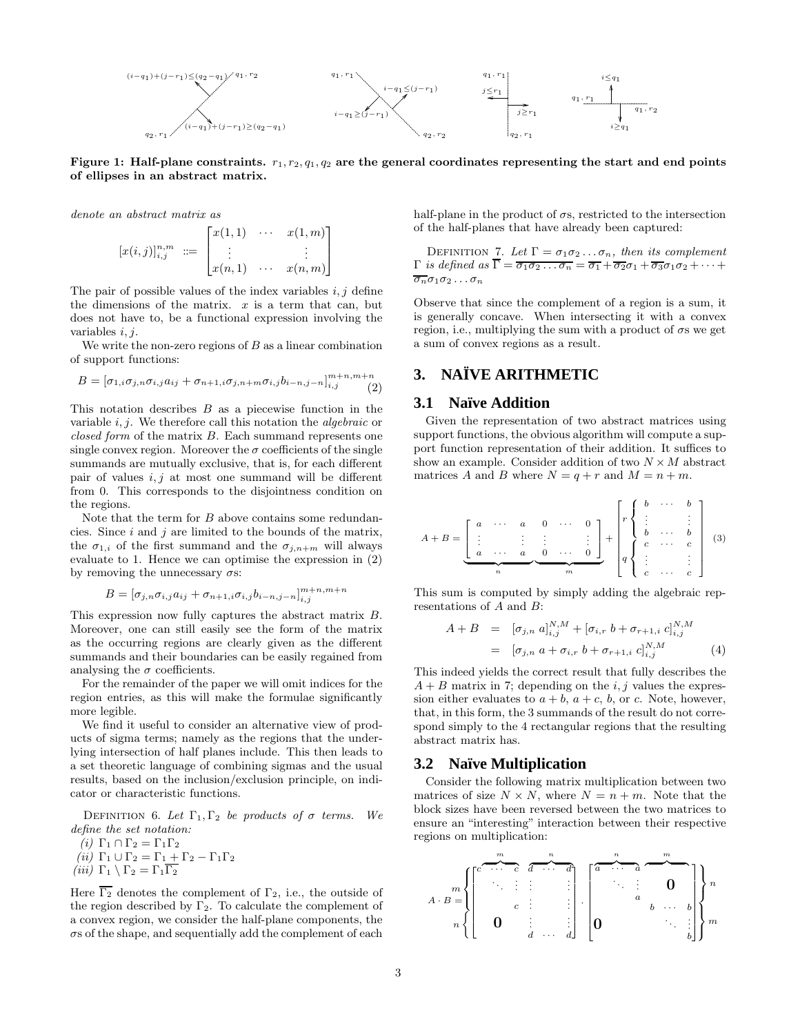Figure 1: Half-plane constraints. $r_1, r_2, q_1, q_2$ are the general coordinates representing the start and end points of ellipses in an abstract matrix.

*denote an abstract matrix as*

$$[x(i,j)]_{i,j}^{n,m} ::= \begin{bmatrix} x(1,1) & \cdots & x(1,m) \\ \vdots & & \vdots \\ x(n,1) & \cdots & x(n,m) \end{bmatrix}$$

The pair of possible values of the index variables $i, j$ define the dimensions of the matrix. $x$ is a term that can, but does not have to, be a functional expression involving the variables $i, j$.

We write the non-zero regions of $B$ as a linear combination of support functions:

$$B = [\sigma_{1,i}\sigma_{j,n}\sigma_{i,j}a_{ij} + \sigma_{n+1,i}\sigma_{j,n+m}\sigma_{i,j}b_{i-n,j-n}]_{i,j}^{m+n,m+n} \quad (2)$$

This notation describes $B$ as a piecewise function in the variable $i, j$. We therefore call this notation the *algebraic* or *closed form* of the matrix $B$. Each summand represents one single convex region. Moreover the $\sigma$ coefficients of the single summands are mutually exclusive, that is, for each different pair of values $i, j$ at most one summand will be different from 0. This corresponds to the disjointness condition on the regions.

Note that the term for $B$ above contains some redundancies. Since $i$ and $j$ are limited to the bounds of the matrix, the $\sigma_{1,i}$ of the first summand and the $\sigma_{j,n+m}$ will always evaluate to 1. Hence we can optimise the expression in (2) by removing the unnecessary $\sigma$s:

$$B = [\sigma_{j,n}\sigma_{i,j}a_{ij} + \sigma_{n+1,i}\sigma_{i,j}b_{i-n,j-n}]_{i,j}^{m+n,m+n}$$

This expression now fully captures the abstract matrix $B$. Moreover, one can still easily see the form of the matrix as the occurring regions are clearly given as the different summands and their boundaries can be easily regained from analysing the $\sigma$ coefficients.

For the remainder of the paper we will omit indices for the region entries, as this will make the formulae significantly more legible.

We find it useful to consider an alternative view of products of sigma terms; namely as the regions that the underlying intersection of half planes include. This then leads to a set theoretic language of combining sigmas and the usual results, based on the inclusion/exclusion principle, on indicator or characteristic functions.

Definition 6. *Let $\Gamma_1, \Gamma_2$ be products of $\sigma$ terms. We define the set notation:*
*(i)* $\Gamma_1 \cap \Gamma_2 = \Gamma_1\Gamma_2$
*(ii)* $\Gamma_1 \cup \Gamma_2 = \Gamma_1 + \Gamma_2 - \Gamma_1\Gamma_2$
*(iii)* $\Gamma_1 \setminus \Gamma_2 = \Gamma_1\overline{\Gamma_2}$

Here $\overline{\Gamma_2}$ denotes the complement of $\Gamma_2$, i.e., the outside of the region described by $\Gamma_2$. To calculate the complement of a convex region, we consider the half-plane components, the $\sigma$s of the shape, and sequentially add the complement of each half-plane in the product of $\sigma$s, restricted to the intersection of the half-planes that have already been captured:

Definition 7. *Let $\Gamma = \sigma_1\sigma_2\ldots\sigma_n$, then its complement $\Gamma$ is defined as $\overline{\Gamma} = \overline{\sigma_1\sigma_2\ldots\sigma_n} = \overline{\sigma_1} + \overline{\sigma_2}\sigma_1 + \overline{\sigma_3}\sigma_1\sigma_2 + \cdots + \overline{\sigma_n}\sigma_1\sigma_2\ldots\sigma_n$*

Observe that since the complement of a region is a sum, it is generally concave. When intersecting it with a convex region, i.e., multiplying the sum with a product of $\sigma$s we get a sum of convex regions as a result.

## 3. NAÏVE ARITHMETIC

### 3.1 Naïve Addition

Given the representation of two abstract matrices using support functions, the obvious algorithm will compute a support function representation of their addition. It suffices to show an example. Consider addition of two $N \times M$ abstract matrices $A$ and $B$ where $N = q + r$ and $M = n + m$.

$$A + B = \underbrace{\begin{bmatrix} a & \cdots & a \\ \vdots & & \vdots \\ a & \cdots & a \end{bmatrix}}_{n}\underbrace{\begin{matrix} 0 & \cdots & 0 \\ \vdots & & \vdots \\ 0 & \cdots & 0 \end{matrix}}_{m} + \begin{bmatrix} r\begin{cases} b & \cdots & b \\ \vdots & & \vdots \\ b & \cdots & b \end{cases} \\ q\begin{cases} c & \cdots & c \\ \vdots & & \vdots \\ c & \cdots & c \end{cases} \end{bmatrix} \quad (3)$$

This sum is computed by simply adding the algebraic representations of $A$ and $B$:

$$\begin{aligned} A + B &= [\sigma_{j,n}\ a]_{i,j}^{N,M} + [\sigma_{i,r}\ b + \sigma_{r+1,i}\ c]_{i,j}^{N,M} \\ &= [\sigma_{j,n}\ a + \sigma_{i,r}\ b + \sigma_{r+1,i}\ c]_{i,j}^{N,M} \end{aligned} \quad (4)$$

This indeed yields the correct result that fully describes the $A + B$ matrix in 7; depending on the $i, j$ values the expression either evaluates to $a + b$, $a + c$, $b$, or $c$. Note, however, that, in this form, the 3 summands of the result do not correspond simply to the 4 rectangular regions that the resulting abstract matrix has.

### 3.2 Naïve Multiplication

Consider the following matrix multiplication between two matrices of size $N \times N$, where $N = n + m$. Note that the block sizes have been reversed between the two matrices to ensure an "interesting" interaction between their respective regions on multiplication:

$$A \cdot B = \begin{matrix} m\Big\{ \\ n\Big\{ \end{matrix}\begin{bmatrix} \overbrace{c \ \cdots \ c}^{m} & \overbrace{d \ \cdots \ d}^{n} \\ \ddots \ \vdots & \vdots \quad \vdots \\ c & \vdots \quad \vdots \\ \mathbf{0} & d \ \cdots \ d \end{bmatrix} \cdot \begin{bmatrix} \overbrace{a \ \cdots \ a}^{n} & \overbrace{\quad}^{m} \\ \ddots \ \vdots & \mathbf{0} \\ a & b \ \cdots \ b \\ \mathbf{0} & \ddots \ \vdots \\ & b \end{bmatrix}\begin{matrix} \Big\}n \\ \Big\}m \end{matrix}$$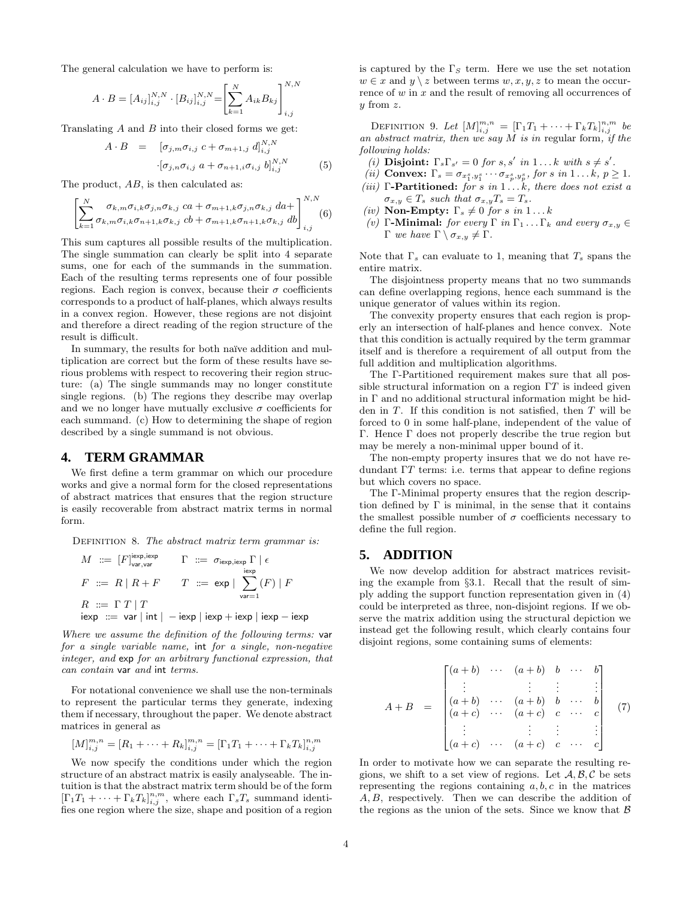The general calculation we have to perform is:

$$A \cdot B = [A_{ij}]_{i,j}^{N,N} \cdot [B_{ij}]_{i,j}^{N,N} = \left[\sum_{k=1}^{N} A_{ik} B_{kj}\right]_{i,j}^{N,N}$$

Translating $A$ and $B$ into their closed forms we get:

$$\begin{aligned} A \cdot B &= [\sigma_{j,m}\sigma_{i,j}\ c + \sigma_{m+1,j}\ d]_{i,j}^{N,N} \\ &\cdot [\sigma_{j,n}\sigma_{i,j}\ a + \sigma_{n+1,i}\sigma_{i,j}\ b]_{i,j}^{N,N} \end{aligned} \quad (5)$$

The product, $AB$, is then calculated as:

$$\left[\sum_{k=1}^{N} \begin{matrix} \sigma_{k,m}\sigma_{i,k}\sigma_{j,n}\sigma_{k,j}\ ca + \sigma_{m+1,k}\sigma_{j,n}\sigma_{k,j}\ da + \\ \sigma_{k,m}\sigma_{i,k}\sigma_{n+1,k}\sigma_{k,j}\ cb + \sigma_{m+1,k}\sigma_{n+1,k}\sigma_{k,j}\ db \end{matrix}\right]_{i,j}^{N,N} \quad (6)$$

This sum captures all possible results of the multiplication. The single summation can clearly be split into 4 separate sums, one for each of the summands in the summation. Each of the resulting terms represents one of four possible regions. Each region is convex, because their $\sigma$ coefficients corresponds to a product of half-planes, which always results in a convex region. However, these regions are not disjoint and therefore a direct reading of the region structure of the result is difficult.

In summary, the results for both naïve addition and multiplication are correct but the form of these results have serious problems with respect to recovering their region structure: (a) The single summands may no longer constitute single regions. (b) The regions they describe may overlap and we no longer have mutually exclusive $\sigma$ coefficients for each summand. (c) How to determining the shape of region described by a single summand is not obvious.

## 4. TERM GRAMMAR

We first define a term grammar on which our procedure works and give a normal form for the closed representations of abstract matrices that ensures that the region structure is easily recoverable from abstract matrix terms in normal form.

Definition 8. *The abstract matrix term grammar is:*

$$\begin{aligned} M &::= [F]_{\mathsf{var},\mathsf{var}}^{\mathsf{iexp},\mathsf{iexp}} & \Gamma &::= \sigma_{\mathsf{iexp},\mathsf{iexp}}\ \Gamma \mid \epsilon \\ F &::= R \mid R + F & T &::= \mathsf{exp} \mid \sum_{\mathsf{var}=1}^{\mathsf{iexp}} (F) \mid F \\ R &::= \Gamma\ T \mid T \end{aligned}$$

$$\mathsf{iexp} ::= \mathsf{var} \mid \mathsf{int} \mid -\mathsf{iexp} \mid \mathsf{iexp} + \mathsf{iexp} \mid \mathsf{iexp} - \mathsf{iexp}$$

*Where we assume the definition of the following terms:* var *for a single variable name,* int *for a single, non-negative integer, and* exp *for an arbitrary functional expression, that can contain* var *and* int *terms.*

For notational convenience we shall use the non-terminals to represent the particular terms they generate, indexing them if necessary, throughout the paper. We denote abstract matrices in general as

$$[M]_{i,j}^{m,n} = [R_1 + \cdots + R_k]_{i,j}^{m,n} = [\Gamma_1 T_1 + \cdots + \Gamma_k T_k]_{i,j}^{n,m}$$

We now specify the conditions under which the region structure of an abstract matrix is easily analyseable. The intuition is that the abstract matrix term should be of the form $[\Gamma_1 T_1 + \cdots + \Gamma_k T_k]_{i,j}^{n,m}$, where each $\Gamma_s T_s$ summand identifies one region where the size, shape and position of a region is captured by the $\Gamma_S$ term. Here we use the set notation $w \in x$ and $y \setminus z$ between terms $w, x, y, z$ to mean the occurrence of $w$ in $x$ and the result of removing all occurrences of $y$ from $z$.

Definition 9. *Let $[M]_{i,j}^{m,n} = [\Gamma_1 T_1 + \cdots + \Gamma_k T_k]_{i,j}^{n,m}$ be an abstract matrix, then we say $M$ is in* regular form*, if the following holds:*

*(i)* **Disjoint:** *$\Gamma_s \Gamma_{s'} = 0$ for $s, s'$ in $1 \ldots k$ with $s \neq s'$.*
*(ii)* **Convex:** *$\Gamma_s = \sigma_{x_1^s, y_1^s} \cdots \sigma_{x_p^s, y_p^s}$, for $s$ in $1 \ldots k$, $p \geq 1$.*
*(iii)* **Γ-Partitioned:** *for $s$ in $1 \ldots k$, there does not exist a $\sigma_{x,y} \in T_s$ such that $\sigma_{x,y} T_s = T_s$.*
*(iv)* **Non-Empty:** *$\Gamma_s \neq 0$ for $s$ in $1 \ldots k$*
*(v)* **Γ-Minimal:** *for every $\Gamma$ in $\Gamma_1 \ldots \Gamma_k$ and every $\sigma_{x,y} \in \Gamma$ we have $\Gamma \setminus \sigma_{x,y} \neq \Gamma$.*

Note that $\Gamma_s$ can evaluate to 1, meaning that $T_s$ spans the entire matrix.

The disjointness property means that no two summands can define overlapping regions, hence each summand is the unique generator of values within its region.

The convexity property ensures that each region is properly an intersection of half-planes and hence convex. Note that this condition is actually required by the term grammar itself and is therefore a requirement of all output from the full addition and multiplication algorithms.

The Γ-Partitioned requirement makes sure that all possible structural information on a region $\Gamma T$ is indeed given in $\Gamma$ and no additional structural information might be hidden in $T$. If this condition is not satisfied, then $T$ will be forced to 0 in some half-plane, independent of the value of $\Gamma$. Hence $\Gamma$ does not properly describe the true region but may be merely a non-minimal upper bound of it.

The non-empty property insures that we do not have redundant $\Gamma T$ terms: i.e. terms that appear to define regions but which covers no space.

The Γ-Minimal property ensures that the region description defined by $\Gamma$ is minimal, in the sense that it contains the smallest possible number of $\sigma$ coefficients necessary to define the full region.

## 5. ADDITION

We now develop addition for abstract matrices revisiting the example from §3.1. Recall that the result of simply adding the support function representation given in (4) could be interpreted as three, non-disjoint regions. If we observe the matrix addition using the structural depiction we instead get the following result, which clearly contains four disjoint regions, some containing sums of elements:

$$A + B = \begin{bmatrix} (a+b) & \cdots & (a+b) & b & \cdots & b \\ \vdots & & \vdots & \vdots & & \vdots \\ (a+b) & \cdots & (a+b) & b & \cdots & b \\ (a+c) & \cdots & (a+c) & c & \cdots & c \\ \vdots & & \vdots & \vdots & & \vdots \\ (a+c) & \cdots & (a+c) & c & \cdots & c \end{bmatrix} \quad (7)$$

In order to motivate how we can separate the resulting regions, we shift to a set view of regions. Let $\mathcal{A}, \mathcal{B}, \mathcal{C}$ be sets representing the regions containing $a, b, c$ in the matrices $A, B$, respectively. Then we can describe the addition of the regions as the union of the sets. Since we know that $\mathcal{B}$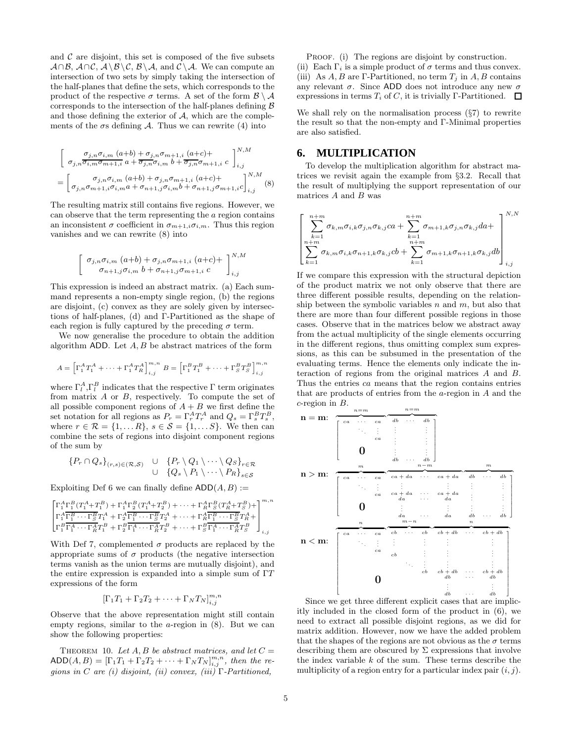and $\mathcal{C}$ are disjoint, this set is composed of the five subsets $\mathcal{A}\cap\mathcal{B}$, $\mathcal{A}\cap\mathcal{C}$, $\mathcal{A}\setminus\mathcal{B}\setminus\mathcal{C}$, $\mathcal{B}\setminus\mathcal{A}$, and $\mathcal{C}\setminus\mathcal{A}$. We can compute an intersection of two sets by simply taking the intersection of the half-planes that define the sets, which corresponds to the product of the respective $\sigma$ terms. A set of the form $\mathcal{B}\setminus\mathcal{A}$ corresponds to the intersection of the half-planes defining $\mathcal{B}$ and those defining the exterior of $\mathcal{A}$, which are the complements of the $\sigma$s defining $\mathcal{A}$. Thus we can rewrite (4) into

$$\begin{aligned}&\left[\begin{array}{c}\sigma_{j,n}\sigma_{i,m}\;(a{+}b)+\sigma_{j,n}\sigma_{m+1,i}\;(a{+}c)+\\ \sigma_{j,n}\overline{\sigma_{i,m}\sigma_{m+1,i}}\;a+\overline{\sigma_{j,n}}\sigma_{i,m}\;b+\overline{\sigma_{j,n}}\sigma_{m+1,i}\;c\end{array}\right]_{i,j}^{N,M}\\ =&\left[\begin{array}{c}\sigma_{j,n}\sigma_{i,m}\;(a{+}b)+\sigma_{j,n}\sigma_{m+1,i}\;(a{+}c)+\\ \sigma_{j,n}\sigma_{m+1,i}\sigma_{i,m}a+\sigma_{n+1,j}\sigma_{i,m}b+\sigma_{n+1,j}\sigma_{m+1,i}c\end{array}\right]_{i,j}^{N,M}\quad(8)\end{aligned}$$

The resulting matrix still contains five regions. However, we can observe that the term representing the $a$ region contains an inconsistent $\sigma$ coefficient in $\sigma_{m+1,i}\sigma_{i,m}$. Thus this region vanishes and we can rewrite (8) into

$$\left[\begin{array}{c}\sigma_{j,n}\sigma_{i,m}\;(a{+}b)+\sigma_{j,n}\sigma_{m+1,i}\;(a{+}c)+\\ \sigma_{n+1,j}\sigma_{i,m}\;b+\sigma_{n+1,j}\sigma_{m+1,i}\;c\end{array}\right]_{i,j}^{N,M}$$

This expression is indeed an abstract matrix. (a) Each summand represents a non-empty single region, (b) the regions are disjoint, (c) convex as they are solely given by intersections of half-planes, (d) and Γ-Partitioned as the shape of each region is fully captured by the preceding $\sigma$ term.

We now generalise the procedure to obtain the addition algorithm ADD. Let $A, B$ be abstract matrices of the form

$$A=\left[\Gamma_1^AT_1^A+\cdots+\Gamma_1^AT_R^A\right]_{i,j}^{m,n}\;B=\left[\Gamma_1^BT_1^B+\cdots+\Gamma_S^BT_S^B\right]_{i,j}^{m,n}$$

where $\Gamma_l^A$,$\Gamma_l^B$ indicates that the respective $\Gamma$ term originates from matrix $A$ or $B$, respectively. To compute the set of all possible component regions of $A+B$ we first define the set notation for all regions as $P_r=\Gamma_r^AT_r^A$ and $Q_s=\Gamma_s^BT_s^B$, where $r\in\mathcal{R}=\{1,\ldots R\}$, $s\in\mathcal{S}=\{1,\ldots S\}$. We then can combine the sets of regions into disjoint component regions of the sum by

$$\begin{array}{rl}\{P_r\cap Q_s\}_{(r,s)\in(\mathcal{R},\mathcal{S})} & \cup\;\;\{P_r\setminus Q_1\setminus\cdots\setminus Q_S\}_{r\in\mathcal{R}}\\ & \cup\;\;\{Q_s\setminus P_1\setminus\cdots\setminus P_R\}_{s\in\mathcal{S}}\end{array}$$

Exploiting Def 6 we can finally define $\mathsf{ADD}(A,B):=$

$$\begin{bmatrix}\Gamma_1^A\Gamma_1^B(T_1^A{+}T_1^B)+\Gamma_1^A\Gamma_2^B(T_1^A{+}T_2^B)+\cdots+\Gamma_R^A\Gamma_S^B(T_R^A{+}T_S^B)+\\ \Gamma_1^A\overline{\Gamma_1^B\cdots\Gamma_S^B}T_1^A+\Gamma_2^A\overline{\Gamma_1^B\cdots\Gamma_S^B}T_2^A+\cdots+\Gamma_R^A\overline{\Gamma_1^B\cdots\Gamma_S^B}T_R^A+\\ \Gamma_1^B\overline{\Gamma_1^A\cdots\Gamma_R^A}T_1^B+\Gamma_2^B\overline{\Gamma_1^A\cdots\Gamma_R^A}T_2^B+\cdots+\Gamma_S^B\overline{\Gamma_1^A\cdots\Gamma_R^A}T_S^B\end{bmatrix}_{i,j}^{m,n}$$

With Def 7, complemented $\sigma$ products are replaced by the appropriate sums of $\sigma$ products (the negative intersection terms vanish as the union terms are mutually disjoint), and the entire expression is expanded into a simple sum of $\Gamma T$ expressions of the form

$$[\Gamma_1T_1+\Gamma_2T_2+\cdots+\Gamma_NT_N]_{i,j}^{m,n}$$

Observe that the above representation might still contain empty regions, similar to the $a$-region in (8). But we can show the following properties:

Theorem 10. *Let $A, B$ be abstract matrices, and let $C=\mathsf{ADD}(A,B)=[\Gamma_1T_1+\Gamma_2T_2+\cdots+\Gamma_NT_N]_{i,j}^{m,n}$, then the regions in $C$ are (i) disjoint, (ii) convex, (iii) Γ-Partitioned,*

Proof. (i) The regions are disjoint by construction.
(ii) Each $\Gamma_i$ is a simple product of $\sigma$ terms and thus convex.
(iii) As $A, B$ are Γ-Partitioned, no term $T_j$ in $A, B$ contains any relevant $\sigma$. Since ADD does not introduce any new $\sigma$ expressions in terms $T_i$ of $C$, it is trivially Γ-Partitioned. □

We shall rely on the normalisation process (§7) to rewrite the result so that the non-empty and Γ-Minimal properties are also satisfied.

# 6. MULTIPLICATION

To develop the multiplication algorithm for abstract matrices we revisit again the example from §3.2. Recall that the result of multiplying the support representation of our matrices $A$ and $B$ was

$$\begin{bmatrix}\displaystyle\sum_{k=1}^{n+m}\sigma_{k,m}\sigma_{i,k}\sigma_{j,n}\sigma_{k,j}ca+\sum_{k=1}^{n+m}\sigma_{m+1,k}\sigma_{j,n}\sigma_{k,j}da+\\ \displaystyle\sum_{k=1}^{n+m}\sigma_{k,m}\sigma_{i,k}\sigma_{n+1,k}\sigma_{k,j}cb+\sum_{k=1}^{n+m}\sigma_{m+1,k}\sigma_{n+1,k}\sigma_{k,j}db\end{bmatrix}_{i,j}^{N,N}$$

If we compare this expression with the structural depiction of the product matrix we not only observe that there are three different possible results, depending on the relationship between the symbolic variables $n$ and $m$, but also that there are more than four different possible regions in those cases. Observe that in the matrices below we abstract away from the actual multiplicity of the single elements occurring in the different regions, thus omitting complex sum expressions, as this can be subsumed in the presentation of the evaluating terms. Hence the elements only indicate the interaction of regions from the original matrices $A$ and $B$. Thus the entries $ca$ means that the region contains entries that are products of entries from the $a$-region in $A$ and the $c$-region in $B$.

**n = m:**

$$\begin{bmatrix}\overbrace{ca\;\cdots\;ca}^{n=m} & \overbrace{db\;\cdots\;db}^{n=m}\\ \ddots\;\;\vdots & \vdots\;\;\;\;\;\vdots\\ ca & \vdots\;\;\;\;\;\vdots\\ & \vdots\;\;\;\;\;\vdots\\ \mathbf{0} & \vdots\;\;\;\;\;\vdots\\ & db\;\cdots\;db\end{bmatrix}$$

**n > m:**

$$\begin{bmatrix}\overbrace{ca\;\cdots\;ca}^{m} & \overbrace{ca+da\;\cdots\;ca+da}^{n-m} & \overbrace{db\;\cdots\;db}^{m}\\ \ddots\;\;\vdots & \vdots\;\;\;\;\;\;\;\;\;\vdots & \vdots\;\;\;\;\;\vdots\\ ca & ca+da\;\cdots\;ca+da & \vdots\;\;\;\;\;\vdots\\ & da\;\;\;\cdots\;\;\;da & \vdots\;\;\;\;\;\vdots\\ \mathbf{0} & \vdots\;\;\;\;\;\;\;\;\;\vdots & \vdots\;\;\;\;\;\vdots\\ & da\;\;\;\cdots\;\;\;da & db\;\cdots\;db\end{bmatrix}$$

**n < m:**

$$\begin{bmatrix}\overbrace{ca\;\cdots\;ca}^{n} & \overbrace{cb\;\cdots\;cb}^{m-n} & \overbrace{cb+db\;\cdots\;cb+db}^{n}\\ \ddots\;\;\vdots & \vdots\;\;\;\;\;\vdots & \vdots\;\;\;\;\;\;\;\;\;\vdots\\ ca & cb\;\;\;\;\;\vdots & \vdots\;\;\;\;\;\;\;\;\;\vdots\\ & \ddots\;\;\vdots & \vdots\;\;\;\;\;\;\;\;\;\vdots\\ & cb & cb+db\;\cdots\;cb+db\\ \mathbf{0} & & db\;\;\;\cdots\;\;\;db\\ & & \vdots\;\;\;\;\;\;\;\;\;\vdots\\ & & db\;\;\;\cdots\;\;\;db\end{bmatrix}$$

Since we get three different explicit cases that are implicitly included in the closed form of the product in (6), we need to extract all possible disjoint regions, as we did for matrix addition. However, now we have the added problem that the shapes of the regions are not obvious as the $\sigma$ terms describing them are obscured by $\Sigma$ expressions that involve the index variable $k$ of the sum. These terms describe the multiplicity of a region entry for a particular index pair $(i, j)$.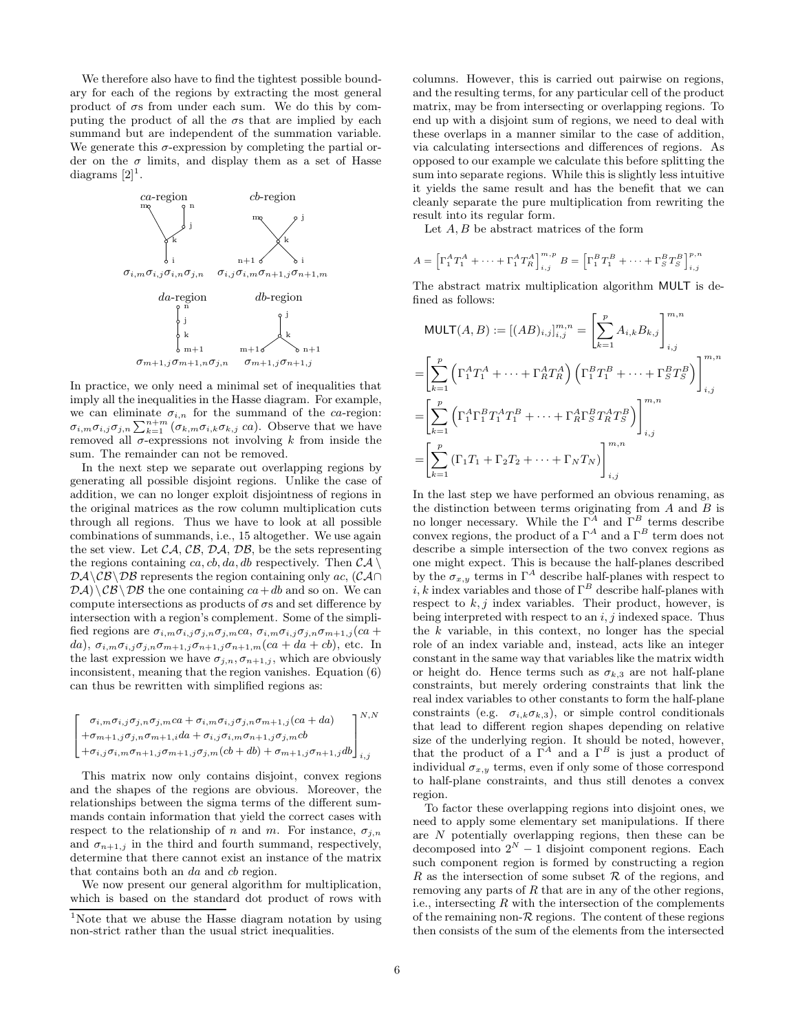We therefore also have to find the tightest possible boundary for each of the regions by extracting the most general product of $\sigma$s from under each sum. We do this by computing the product of all the $\sigma$s that are implied by each summand but are independent of the summation variable. We generate this $\sigma$-expression by completing the partial order on the $\sigma$ limits, and display them as a set of Hasse diagrams [2][1].

$ca$-region: $\sigma_{i,m}\sigma_{i,j}\sigma_{i,n}\sigma_{j,n}$ $cb$-region: $\sigma_{i,j}\sigma_{i,m}\sigma_{n+1,j}\sigma_{n+1,m}$

$da$-region: $\sigma_{m+1,j}\sigma_{m+1,n}\sigma_{j,n}$ $db$-region: $\sigma_{m+1,j}\sigma_{n+1,j}$

In practice, we only need a minimal set of inequalities that imply all the inequalities in the Hasse diagram. For example, we can eliminate $\sigma_{i,n}$ for the summand of the $ca$-region: $\sigma_{i,m}\sigma_{i,j}\sigma_{j,n}\sum_{k=1}^{n+m}(\sigma_{k,m}\sigma_{i,k}\sigma_{k,j}\ ca)$. Observe that we have removed all $\sigma$-expressions not involving $k$ from inside the sum. The remainder can not be removed.

In the next step we separate out overlapping regions by generating all possible disjoint regions. Unlike the case of addition, we can no longer exploit disjointness of regions in the original matrices as the row column multiplication cuts through all regions. Thus we have to look at all possible combinations of summands, i.e., 15 altogether. We use again the set view. Let $\mathcal{CA}, \mathcal{CB}, \mathcal{DA}, \mathcal{DB}$, be the sets representing the regions containing $ca, cb, da, db$ respectively. Then $\mathcal{CA} \setminus \mathcal{DA} \setminus \mathcal{CB} \setminus \mathcal{DB}$ represents the region containing only $ac$, $(\mathcal{CA} \cap \mathcal{DA}) \setminus \mathcal{CB} \setminus \mathcal{DB}$ the one containing $ca + db$ and so on. We can compute intersections as products of $\sigma$s and set difference by intersection with a region's complement. Some of the simplified regions are $\sigma_{i,m}\sigma_{i,j}\sigma_{j,n}\sigma_{j,m}ca$, $\sigma_{i,m}\sigma_{i,j}\sigma_{j,n}\sigma_{m+1,j}(ca + da)$, $\sigma_{i,m}\sigma_{i,j}\sigma_{j,n}\sigma_{m+1,j}\sigma_{n+1,j}\sigma_{n+1,m}(ca + da + cb)$, etc. In the last expression we have $\sigma_{j,n}, \sigma_{n+1,j}$, which are obviously inconsistent, meaning that the region vanishes. Equation (6) can thus be rewritten with simplified regions as:

$$\begin{bmatrix} \sigma_{i,m}\sigma_{i,j}\sigma_{j,n}\sigma_{j,m}ca + \sigma_{i,m}\sigma_{i,j}\sigma_{j,n}\sigma_{m+1,j}(ca+da) \\ +\sigma_{m+1,j}\sigma_{j,n}\sigma_{m+1,i}da + \sigma_{i,j}\sigma_{i,m}\sigma_{n+1,j}\sigma_{j,m}cb \\ +\sigma_{i,j}\sigma_{i,m}\sigma_{n+1,j}\sigma_{m+1,j}\sigma_{j,m}(cb+db) + \sigma_{m+1,j}\sigma_{n+1,j}db \end{bmatrix}_{i,j}^{N,N}$$

This matrix now only contains disjoint, convex regions and the shapes of the regions are obvious. Moreover, the relationships between the sigma terms of the different summands contain information that yield the correct cases with respect to the relationship of $n$ and $m$. For instance, $\sigma_{j,n}$ and $\sigma_{n+1,j}$ in the third and fourth summand, respectively, determine that there cannot exist an instance of the matrix that contains both an $da$ and $cb$ region.

We now present our general algorithm for multiplication, which is based on the standard dot product of rows with columns. However, this is carried out pairwise on regions, and the resulting terms, for any particular cell of the product matrix, may be from intersecting or overlapping regions. To end up with a disjoint sum of regions, we need to deal with these overlaps in a manner similar to the case of addition, via calculating intersections and differences of regions. As opposed to our example we calculate this before splitting the sum into separate regions. While this is slightly less intuitive it yields the same result and has the benefit that we can cleanly separate the pure multiplication from rewriting the result into its regular form.

Let $A, B$ be abstract matrices of the form

$$A = \left[\Gamma_1^A T_1^A + \cdots + \Gamma_R^A T_R^A\right]_{i,j}^{m,p} \quad B = \left[\Gamma_1^B T_1^B + \cdots + \Gamma_S^B T_S^B\right]_{i,j}^{p,n}$$

The abstract matrix multiplication algorithm MULT is defined as follows:

$$\begin{aligned}
\mathsf{MULT}(A,B) &:= [(AB)_{i,j}]_{i,j}^{m,n} = \left[\sum_{k=1}^{p} A_{i,k}B_{k,j}\right]_{i,j}^{m,n} \\
&= \left[\sum_{k=1}^{p}\left(\Gamma_1^A T_1^A + \cdots + \Gamma_R^A T_R^A\right)\left(\Gamma_1^B T_1^B + \cdots + \Gamma_S^B T_S^B\right)\right]_{i,j}^{m,n} \\
&= \left[\sum_{k=1}^{p}\left(\Gamma_1^A\Gamma_1^B T_1^A T_1^B + \cdots + \Gamma_R^A\Gamma_S^B T_R^A T_S^B\right)\right]_{i,j}^{m,n} \\
&= \left[\sum_{k=1}^{p}\left(\Gamma_1 T_1 + \Gamma_2 T_2 + \cdots + \Gamma_N T_N\right)\right]_{i,j}^{m,n}
\end{aligned}$$

In the last step we have performed an obvious renaming, as the distinction between terms originating from $A$ and $B$ is no longer necessary. While the $\Gamma^A$ and $\Gamma^B$ terms describe convex regions, the product of a $\Gamma^A$ and a $\Gamma^B$ term does not describe a simple intersection of the two convex regions as one might expect. This is because the half-planes described by the $\sigma_{x,y}$ terms in $\Gamma^A$ describe half-planes with respect to $i, k$ index variables and those of $\Gamma^B$ describe half-planes with respect to $k, j$ index variables. Their product, however, is being interpreted with respect to an $i, j$ indexed space. Thus the $k$ variable, in this context, no longer has the special role of an index variable and, instead, acts like an integer constant in the same way that variables like the matrix width or height do. Hence terms such as $\sigma_{k,3}$ are not half-plane constraints, but merely ordering constraints that link the real index variables to other constants to form the half-plane constraints (e.g. $\sigma_{i,k}\sigma_{k,3}$), or simple control conditionals that lead to different region shapes depending on relative size of the underlying region. It should be noted, however, that the product of a $\Gamma^A$ and a $\Gamma^B$ is just a product of individual $\sigma_{x,y}$ terms, even if only some of those correspond to half-plane constraints, and thus still denotes a convex region.

To factor these overlapping regions into disjoint ones, we need to apply some elementary set manipulations. If there are $N$ potentially overlapping regions, then these can be decomposed into $2^N - 1$ disjoint component regions. Each such component region is formed by constructing a region $R$ as the intersection of some subset $\mathcal{R}$ of the regions, and removing any parts of $R$ that are in any of the other regions, i.e., intersecting $R$ with the intersection of the complements of the remaining non-$\mathcal{R}$ regions. The content of these regions then consists of the sum of the elements from the intersected

[1] Note that we abuse the Hasse diagram notation by using non-strict rather than the usual strict inequalities.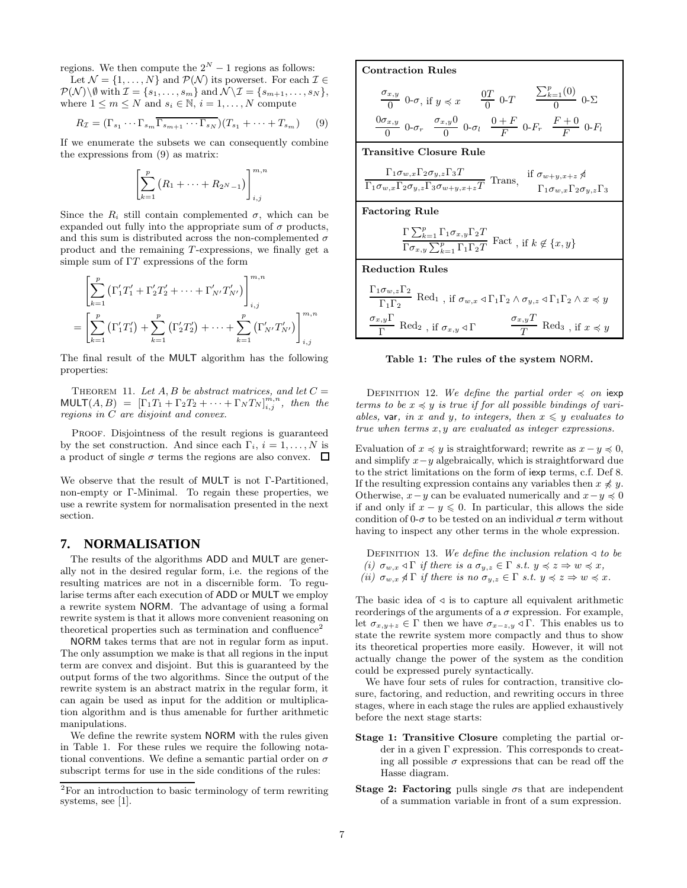regions. We then compute the $2^N - 1$ regions as follows:

Let $\mathcal{N} = \{1, \ldots, N\}$ and $\mathcal{P}(\mathcal{N})$ its powerset. For each $\mathcal{I} \in \mathcal{P}(\mathcal{N}) \setminus \emptyset$ with $\mathcal{I} = \{s_1, \ldots, s_m\}$ and $\mathcal{N} \setminus \mathcal{I} = \{s_{m+1}, \ldots, s_N\}$, where $1 \leq m \leq N$ and $s_i \in \mathbb{N}$, $i = 1, \ldots, N$ compute

$$R_{\mathcal{I}} = (\Gamma_{s_1} \cdots \Gamma_{s_m} \overline{\Gamma_{s_{m+1}} \cdots \Gamma_{s_N}})(T_{s_1} + \cdots + T_{s_m}) \qquad (9)$$

If we enumerate the subsets we can consequently combine the expressions from (9) as matrix:

$$\left[ \sum_{k=1}^{p} (R_1 + \cdots + R_{2^N-1}) \right]_{i,j}^{m,n}$$

Since the $R_i$ still contain complemented $\sigma$, which can be expanded out fully into the appropriate sum of $\sigma$ products, and this sum is distributed across the non-complemented $\sigma$ product and the remaining $T$-expressions, we finally get a simple sum of $\Gamma T$ expressions of the form

$$\begin{aligned} &\left[ \sum_{k=1}^{p} \left( \Gamma'_1 T'_1 + \Gamma'_2 T'_2 + \cdots + \Gamma'_{N'} T'_{N'} \right) \right]_{i,j}^{m,n} \\ &= \left[ \sum_{k=1}^{p} \left( \Gamma'_1 T'_1 \right) + \sum_{k=1}^{p} \left( \Gamma'_2 T'_2 \right) + \cdots + \sum_{k=1}^{p} \left( \Gamma'_{N'} T'_{N'} \right) \right]_{i,j}^{m,n} \end{aligned}$$

The final result of the MULT algorithm has the following properties:

THEOREM 11. *Let $A, B$ be abstract matrices, and let $C = \mathsf{MULT}(A, B) = [\Gamma_1 T_1 + \Gamma_2 T_2 + \cdots + \Gamma_N T_N]_{i,j}^{m,n}$, then the regions in $C$ are disjoint and convex.*

PROOF. Disjointness of the result regions is guaranteed by the set construction. And since each $\Gamma_i$, $i = 1, \ldots, N$ is a product of single $\sigma$ terms the regions are also convex. □

We observe that the result of MULT is not Γ-Partitioned, non-empty or Γ-Minimal. To regain these properties, we use a rewrite system for normalisation presented in the next section.

## 7. NORMALISATION

The results of the algorithms ADD and MULT are generally not in the desired regular form, i.e. the regions of the resulting matrices are not in a discernible form. To regularise terms after each execution of ADD or MULT we employ a rewrite system NORM. The advantage of using a formal rewrite system is that it allows more convenient reasoning on theoretical properties such as termination and confluence[2]

NORM takes terms that are not in regular form as input. The only assumption we make is that all regions in the input term are convex and disjoint. But this is guaranteed by the output forms of the two algorithms. Since the output of the rewrite system is an abstract matrix in the regular form, it can again be used as input for the addition or multiplication algorithm and is thus amenable for further arithmetic manipulations.

We define the rewrite system NORM with the rules given in Table 1. For these rules we require the following notational conventions. We define a semantic partial order on $\sigma$ subscript terms for use in the side conditions of the rules:

[2] For an introduction to basic terminology of term rewriting systems, see [1].

**Contraction Rules**

$$\frac{\sigma_{x,y}}{0}\ 0\text{-}\sigma,\ \text{if } y \preccurlyeq x \qquad \frac{0T}{0}\ 0\text{-}T \qquad \frac{\sum_{k=1}^{p}(0)}{0}\ 0\text{-}\Sigma$$

$$\frac{0\sigma_{x,y}}{0}\ 0\text{-}\sigma_r \quad \frac{\sigma_{x,y}0}{0}\ 0\text{-}\sigma_l \quad \frac{0+F}{F}\ 0\text{-}F_r \quad \frac{F+0}{F}\ 0\text{-}F_l$$

**Transitive Closure Rule**

$$\frac{\Gamma_1 \sigma_{w,x} \Gamma_2 \sigma_{y,z} \Gamma_3 T}{\Gamma_1 \sigma_{w,x} \Gamma_2 \sigma_{y,z} \Gamma_3 \sigma_{w+y,x+z} T}\ \text{Trans},\quad \text{if } \sigma_{w+y,x+z} \not\vartriangleleft \Gamma_1 \sigma_{w,x} \Gamma_2 \sigma_{y,z} \Gamma_3$$

**Factoring Rule**

$$\frac{\Gamma \sum_{k=1}^{p} \Gamma_1 \sigma_{x,y} \Gamma_2 T}{\Gamma \sigma_{x,y} \sum_{k=1}^{p} \Gamma_1 \Gamma_2 T}\ \text{Fact},\ \text{if } k \notin \{x, y\}$$

**Reduction Rules**

$$\frac{\Gamma_1 \sigma_{w,x} \Gamma_2}{\Gamma_1 \Gamma_2}\ \text{Red}_1,\ \text{if } \sigma_{w,x} \vartriangleleft \Gamma_1 \Gamma_2 \wedge \sigma_{y,z} \vartriangleleft \Gamma_1 \Gamma_2 \wedge x \preccurlyeq y$$

$$\frac{\sigma_{x,y}\Gamma}{\Gamma}\ \text{Red}_2,\ \text{if } \sigma_{x,y} \vartriangleleft \Gamma \qquad \frac{\sigma_{x,y} T}{T}\ \text{Red}_3,\ \text{if } x \preccurlyeq y$$

**Table 1: The rules of the system NORM.**

DEFINITION 12. *We define the partial order $\preccurlyeq$ on* iexp *terms to be $x \preccurlyeq y$ is true if for all possible bindings of variables,* var*, in $x$ and $y$, to integers, then $x \leqslant y$ evaluates to true when terms $x, y$ are evaluated as integer expressions.*

Evaluation of $x \preccurlyeq y$ is straightforward; rewrite as $x - y \preccurlyeq 0$, and simplify $x - y$ algebraically, which is straightforward due to the strict limitations on the form of iexp terms, c.f. Def 8. If the resulting expression contains any variables then $x \not\preccurlyeq y$. Otherwise, $x - y$ can be evaluated numerically and $x - y \preccurlyeq 0$ if and only if $x - y \leqslant 0$. In particular, this allows the side condition of 0-$\sigma$ to be tested on an individual $\sigma$ term without having to inspect any other terms in the whole expression.

DEFINITION 13. *We define the inclusion relation $\vartriangleleft$ to be*
*(i) $\sigma_{w,x} \vartriangleleft \Gamma$ if there is a $\sigma_{y,z} \in \Gamma$ s.t. $y \preccurlyeq z \Rightarrow w \preccurlyeq x$,*
*(ii) $\sigma_{w,x} \not\vartriangleleft \Gamma$ if there is no $\sigma_{y,z} \in \Gamma$ s.t. $y \preccurlyeq z \Rightarrow w \preccurlyeq x$.*

The basic idea of $\vartriangleleft$ is to capture all equivalent arithmetic reorderings of the arguments of a $\sigma$ expression. For example, let $\sigma_{x,y+z} \in \Gamma$ then we have $\sigma_{x-z,y} \vartriangleleft \Gamma$. This enables us to state the rewrite system more compactly and thus to show its theoretical properties more easily. However, it will not actually change the power of the system as the condition could be expressed purely syntactically.

We have four sets of rules for contraction, transitive closure, factoring, and reduction, and rewriting occurs in three stages, where in each stage the rules are applied exhaustively before the next stage starts:

- **Stage 1: Transitive Closure** completing the partial order in a given $\Gamma$ expression. This corresponds to creating all possible $\sigma$ expressions that can be read off the Hasse diagram.
- **Stage 2: Factoring** pulls single $\sigma$s that are independent of a summation variable in front of a sum expression.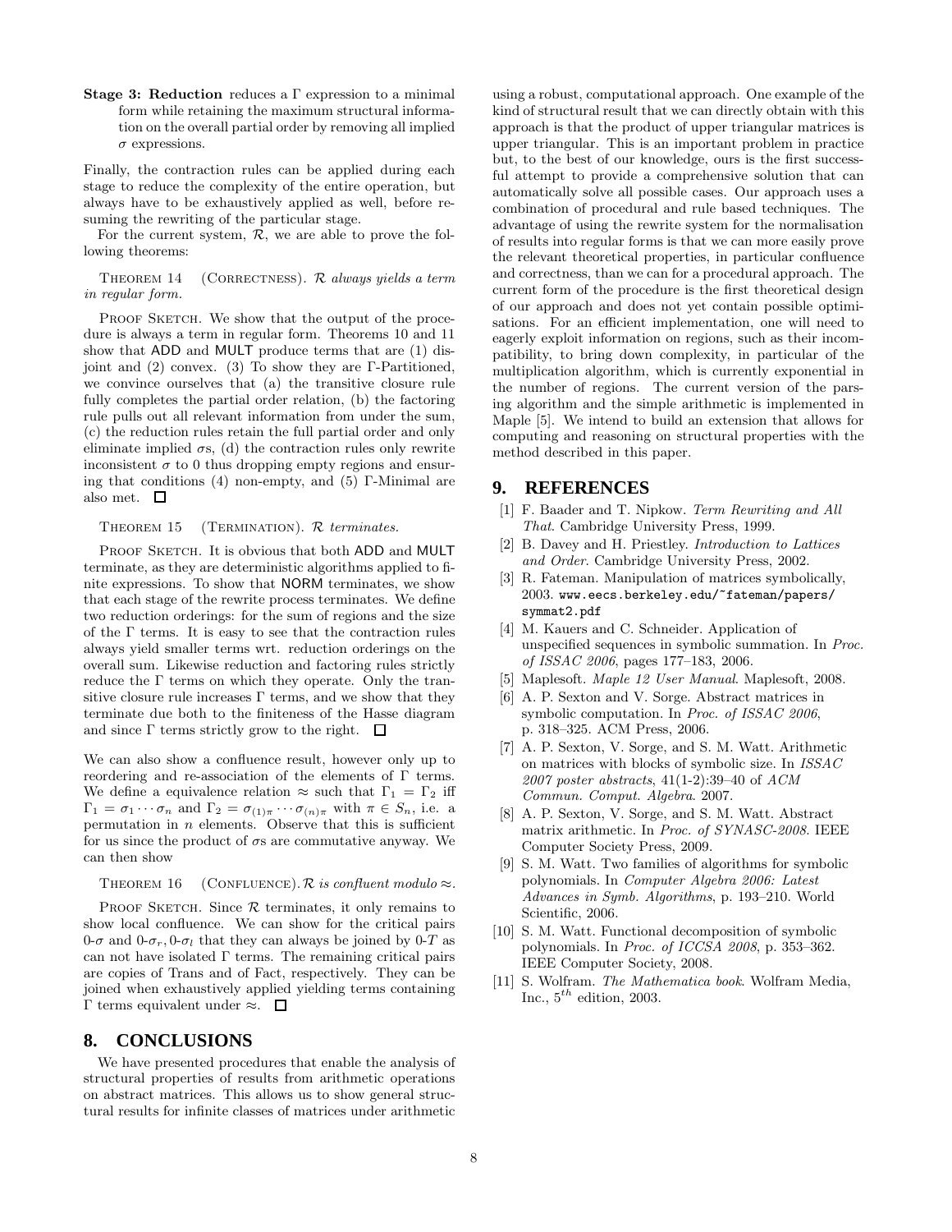**Stage 3: Reduction** reduces a Γ expression to a minimal form while retaining the maximum structural information on the overall partial order by removing all implied $\sigma$ expressions.

Finally, the contraction rules can be applied during each stage to reduce the complexity of the entire operation, but always have to be exhaustively applied as well, before resuming the rewriting of the particular stage.

For the current system, $\mathcal{R}$, we are able to prove the following theorems:

THEOREM 14 (CORRECTNESS). *$\mathcal{R}$ always yields a term in regular form.*

PROOF SKETCH. We show that the output of the procedure is always a term in regular form. Theorems 10 and 11 show that ADD and MULT produce terms that are (1) disjoint and (2) convex. (3) To show they are Γ-Partitioned, we convince ourselves that (a) the transitive closure rule fully completes the partial order relation, (b) the factoring rule pulls out all relevant information from under the sum, (c) the reduction rules retain the full partial order and only eliminate implied $\sigma$s, (d) the contraction rules only rewrite inconsistent $\sigma$ to 0 thus dropping empty regions and ensuring that conditions (4) non-empty, and (5) Γ-Minimal are also met. □

THEOREM 15 (TERMINATION). *$\mathcal{R}$ terminates.*

PROOF SKETCH. It is obvious that both ADD and MULT terminate, as they are deterministic algorithms applied to finite expressions. To show that NORM terminates, we show that each stage of the rewrite process terminates. We define two reduction orderings: for the sum of regions and the size of the Γ terms. It is easy to see that the contraction rules always yield smaller terms wrt. reduction orderings on the overall sum. Likewise reduction and factoring rules strictly reduce the Γ terms on which they operate. Only the transitive closure rule increases Γ terms, and we show that they terminate due both to the finiteness of the Hasse diagram and since Γ terms strictly grow to the right. □

We can also show a confluence result, however only up to reordering and re-association of the elements of Γ terms. We define a equivalence relation $\approx$ such that $\Gamma_1 = \Gamma_2$ iff $\Gamma_1 = \sigma_1 \cdots \sigma_n$ and $\Gamma_2 = \sigma_{(1)\pi} \cdots \sigma_{(n)\pi}$ with $\pi \in S_n$, i.e. a permutation in $n$ elements. Observe that this is sufficient for us since the product of $\sigma$s are commutative anyway. We can then show

THEOREM 16 (CONFLUENCE). *$\mathcal{R}$ is confluent modulo $\approx$.*

PROOF SKETCH. Since $\mathcal{R}$ terminates, it only remains to show local confluence. We can show for the critical pairs 0-$\sigma$ and 0-$\sigma_r$, 0-$\sigma_l$ that they can always be joined by 0-$T$ as can not have isolated Γ terms. The remaining critical pairs are copies of Trans and of Fact, respectively. They can be joined when exhaustively applied yielding terms containing Γ terms equivalent under $\approx$. □

## 8. CONCLUSIONS

We have presented procedures that enable the analysis of structural properties of results from arithmetic operations on abstract matrices. This allows us to show general structural results for infinite classes of matrices under arithmetic using a robust, computational approach. One example of the kind of structural result that we can directly obtain with this approach is that the product of upper triangular matrices is upper triangular. This is an important problem in practice but, to the best of our knowledge, ours is the first successful attempt to provide a comprehensive solution that can automatically solve all possible cases. Our approach uses a combination of procedural and rule based techniques. The advantage of using the rewrite system for the normalisation of results into regular forms is that we can more easily prove the relevant theoretical properties, in particular confluence and correctness, than we can for a procedural approach. The current form of the procedure is the first theoretical design of our approach and does not yet contain possible optimisations. For an efficient implementation, one will need to eagerly exploit information on regions, such as their incompatibility, to bring down complexity, in particular of the multiplication algorithm, which is currently exponential in the number of regions. The current version of the parsing algorithm and the simple arithmetic is implemented in Maple [5]. We intend to build an extension that allows for computing and reasoning on structural properties with the method described in this paper.

## 9. REFERENCES

[1] F. Baader and T. Nipkow. *Term Rewriting and All That*. Cambridge University Press, 1999.

[2] B. Davey and H. Priestley. *Introduction to Lattices and Order*. Cambridge University Press, 2002.

[3] R. Fateman. Manipulation of matrices symbolically, 2003. www.eecs.berkeley.edu/~fateman/papers/symmat2.pdf

[4] M. Kauers and C. Schneider. Application of unspecified sequences in symbolic summation. In *Proc. of ISSAC 2006*, pages 177–183, 2006.

[5] Maplesoft. *Maple 12 User Manual*. Maplesoft, 2008.

[6] A. P. Sexton and V. Sorge. Abstract matrices in symbolic computation. In *Proc. of ISSAC 2006*, p. 318–325. ACM Press, 2006.

[7] A. P. Sexton, V. Sorge, and S. M. Watt. Arithmetic on matrices with blocks of symbolic size. In *ISSAC 2007 poster abstracts*, 41(1-2):39–40 of *ACM Commun. Comput. Algebra*. 2007.

[8] A. P. Sexton, V. Sorge, and S. M. Watt. Abstract matrix arithmetic. In *Proc. of SYNASC-2008*. IEEE Computer Society Press, 2009.

[9] S. M. Watt. Two families of algorithms for symbolic polynomials. In *Computer Algebra 2006: Latest Advances in Symb. Algorithms*, p. 193–210. World Scientific, 2006.

[10] S. M. Watt. Functional decomposition of symbolic polynomials. In *Proc. of ICCSA 2008*, p. 353–362. IEEE Computer Society, 2008.

[11] S. Wolfram. *The Mathematica book*. Wolfram Media, Inc., $5^{th}$ edition, 2003.